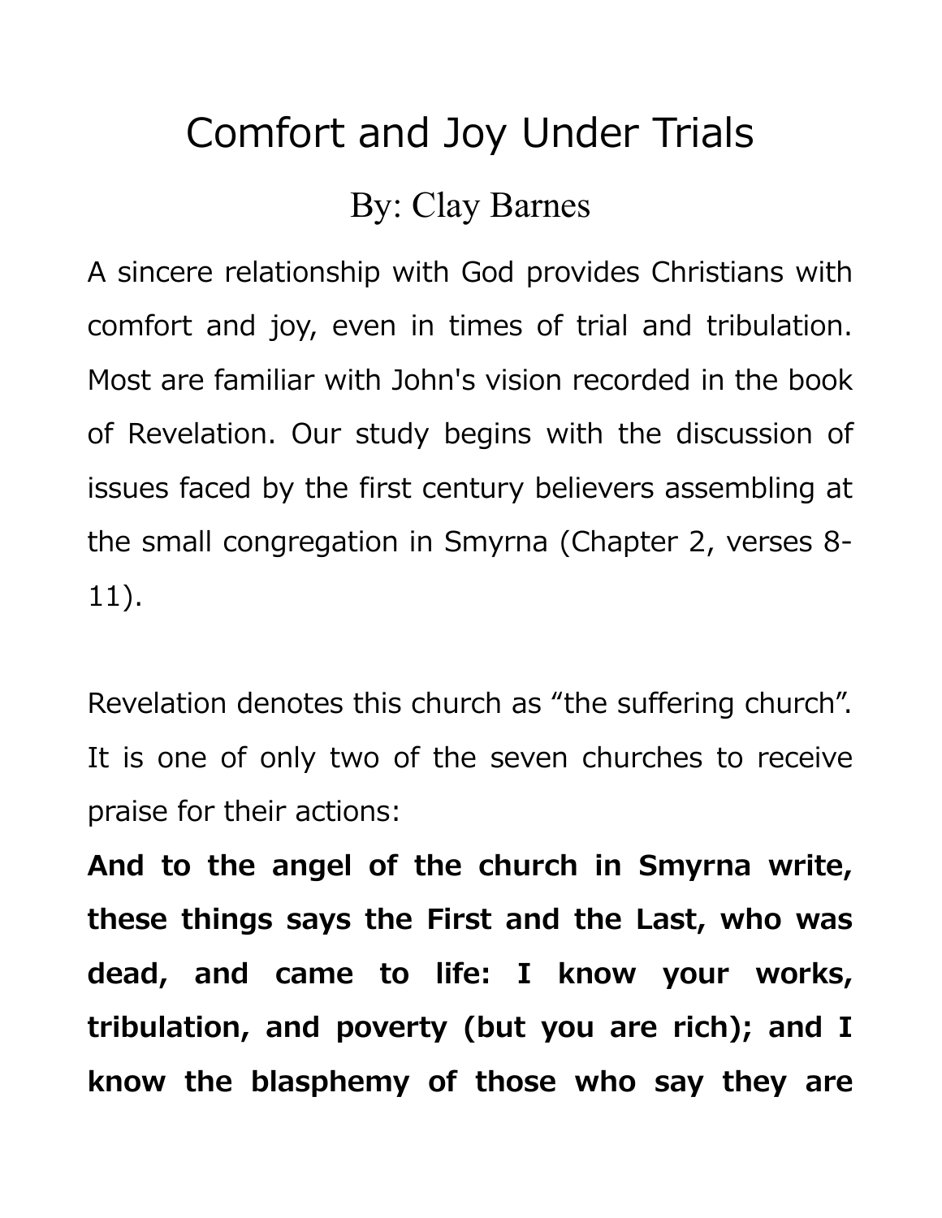# Comfort and Joy Under Trials

By: Clay Barnes

A sincere relationship with God provides Christians with comfort and joy, even in times of trial and tribulation. Most are familiar with John's vision recorded in the book of Revelation. Our study begins with the discussion of issues faced by the first century believers assembling at the small congregation in Smyrna (Chapter 2, verses 8-11).

Revelation denotes this church as “the suffering church”. It is one of only two of the seven churches to receive praise for their actions:

**And to the angel of the church in Smyrna write, these things says the First and the Last, who was dead, and came to life: I know your works, tribulation, and poverty (but you are rich); and I know the blasphemy of those who say they are**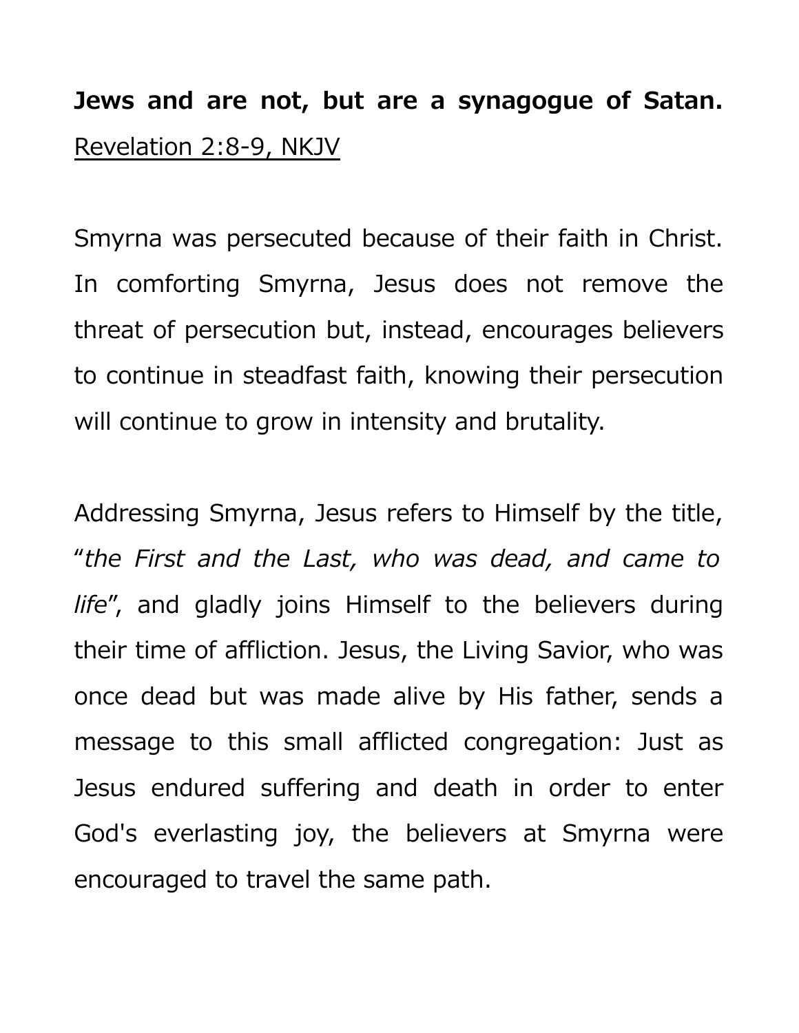**Jews and are not, but are a synagogue of Satan.** Revelation 2:8-9, NKJV

Smyrna was persecuted because of their faith in Christ. In comforting Smyrna, Jesus does not remove the threat of persecution but, instead, encourages believers to continue in steadfast faith, knowing their persecution will continue to grow in intensity and brutality.

Addressing Smyrna, Jesus refers to Himself by the title, "*the First and the Last, who was dead, and came to life*", and gladly joins Himself to the believers during their time of affliction. Jesus, the Living Savior, who was once dead but was made alive by His father, sends a message to this small afflicted congregation: Just as Jesus endured suffering and death in order to enter God's everlasting joy, the believers at Smyrna were encouraged to travel the same path.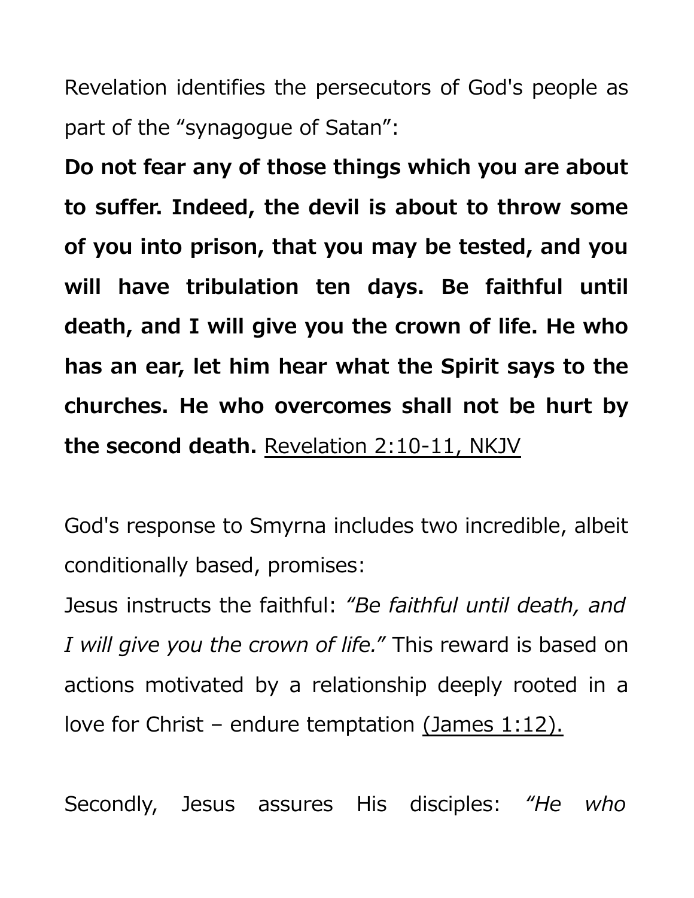Revelation identifies the persecutors of God's people as part of the “synagogue of Satan”:

**Do not fear any of those things which you are about to suffer. Indeed, the devil is about to throw some of you into prison, that you may be tested, and you will have tribulation ten days. Be faithful until death, and I will give you the crown of life. He who has an ear, let him hear what the Spirit says to the churches. He who overcomes shall not be hurt by the second death.** Revelation 2:10-11, NKJV

God's response to Smyrna includes two incredible, albeit conditionally based, promises:

Jesus instructs the faithful: *“Be faithful until death, and I will give you the crown of life.”* This reward is based on actions motivated by a relationship deeply rooted in a love for Christ – endure temptation (James 1:12).

Secondly, Jesus assures His disciples: *“He who*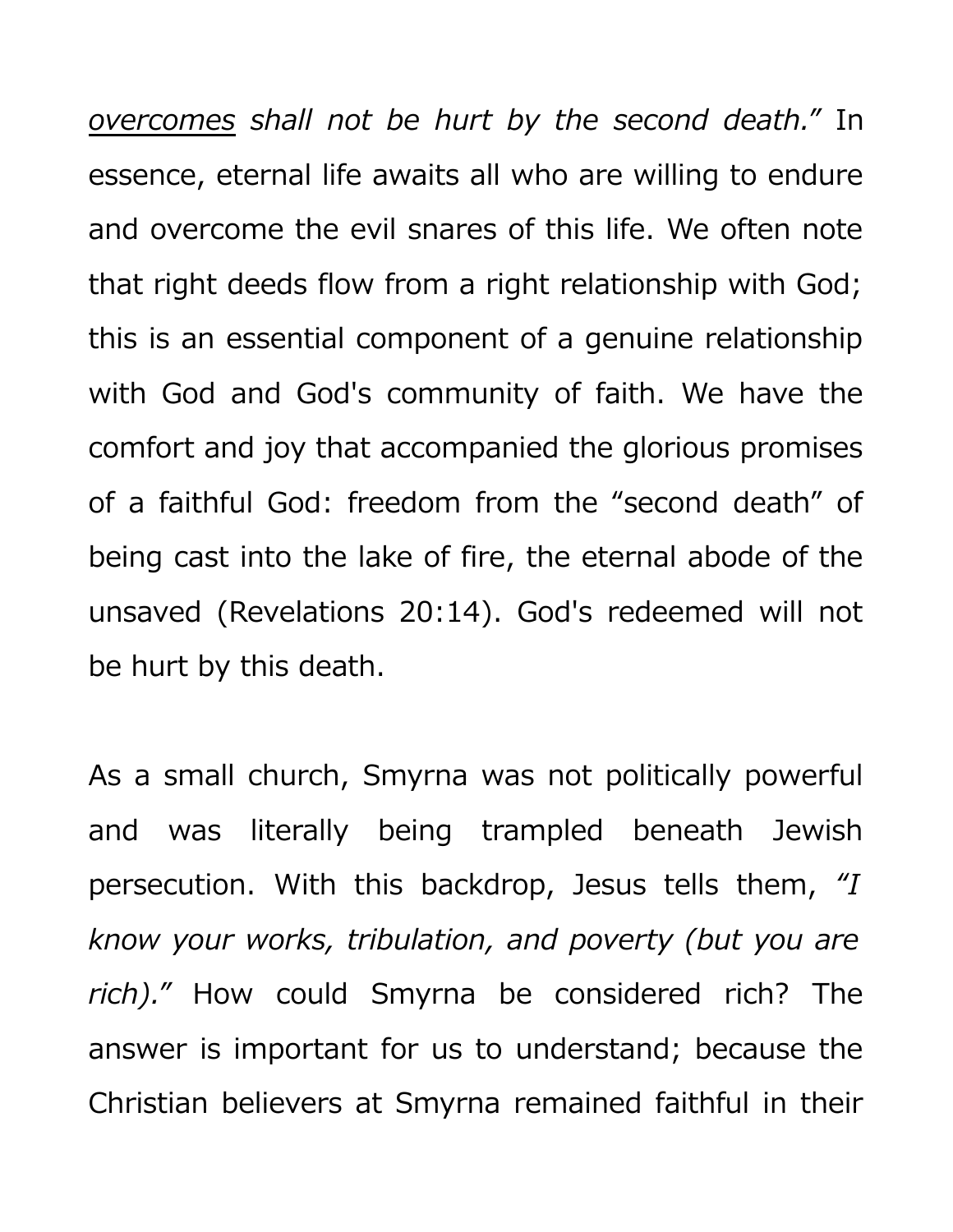*<u>overcomes</u> shall not be hurt by the second death."* In essence, eternal life awaits all who are willing to endure and overcome the evil snares of this life. We often note that right deeds flow from a right relationship with God; this is an essential component of a genuine relationship with God and God's community of faith. We have the comfort and joy that accompanied the glorious promises of a faithful God: freedom from the "second death" of being cast into the lake of fire, the eternal abode of the unsaved (Revelations 20:14). God's redeemed will not be hurt by this death.

As a small church, Smyrna was not politically powerful and was literally being trampled beneath Jewish persecution. With this backdrop, Jesus tells them, *"I know your works, tribulation, and poverty (but you are rich)."* How could Smyrna be considered rich? The answer is important for us to understand; because the Christian believers at Smyrna remained faithful in their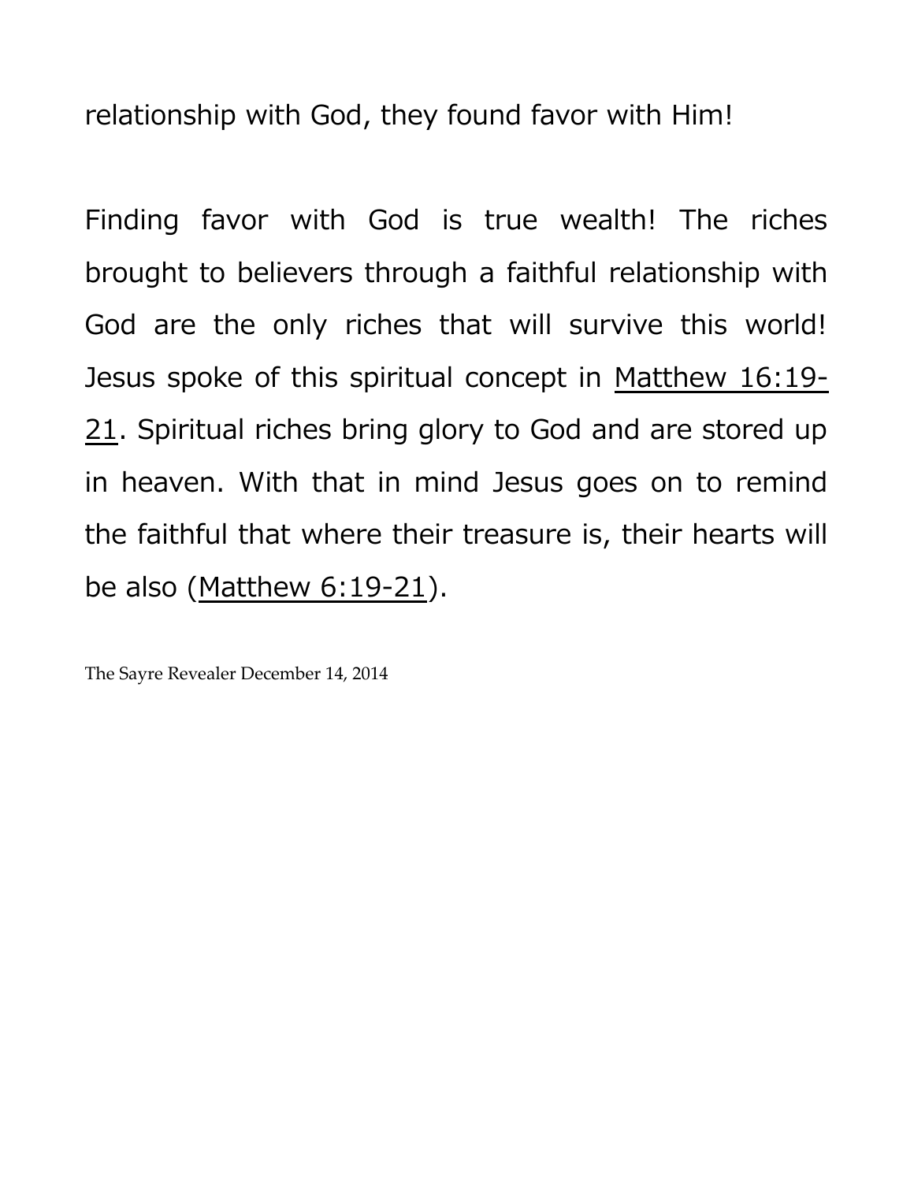relationship with God, they found favor with Him!

Finding favor with God is true wealth! The riches brought to believers through a faithful relationship with God are the only riches that will survive this world! Jesus spoke of this spiritual concept in Matthew 16:19-21. Spiritual riches bring glory to God and are stored up in heaven. With that in mind Jesus goes on to remind the faithful that where their treasure is, their hearts will be also (Matthew 6:19-21).

The Sayre Revealer December 14, 2014